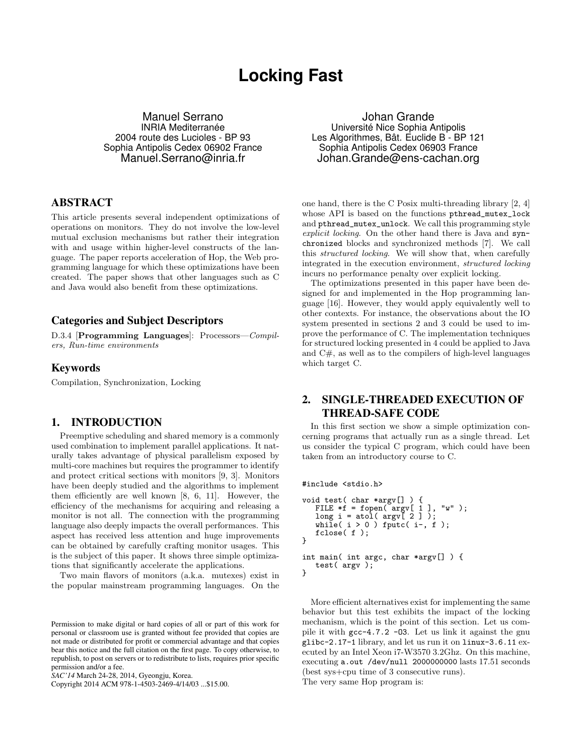# Locking Fast

Manuel Serrano
INRIA Mediterranée
2004 route des Lucioles - BP 93
Sophia Antipolis Cedex 06902 France
Manuel.Serrano@inria.fr

Johan Grande
Université Nice Sophia Antipolis
Les Algorithmes, Bât. Euclide B - BP 121
Sophia Antipolis Cedex 06903 France
Johan.Grande@ens-cachan.org

## ABSTRACT

This article presents several independent optimizations of operations on monitors. They do not involve the low-level mutual exclusion mechanisms but rather their integration with and usage within higher-level constructs of the language. The paper reports acceleration of Hop, the Web programming language for which these optimizations have been created. The paper shows that other languages such as C and Java would also benefit from these optimizations.

### Categories and Subject Descriptors

D.3.4 [**Programming Languages**]: Processors—*Compilers, Run-time environments*

### Keywords

Compilation, Synchronization, Locking

## 1. INTRODUCTION

Preemptive scheduling and shared memory is a commonly used combination to implement parallel applications. It naturally takes advantage of physical parallelism exposed by multi-core machines but requires the programmer to identify and protect critical sections with monitors [9, 3]. Monitors have been deeply studied and the algorithms to implement them efficiently are well known [8, 6, 11]. However, the efficiency of the mechanisms for acquiring and releasing a monitor is not all. The connection with the programming language also deeply impacts the overall performances. This aspect has received less attention and huge improvements can be obtained by carefully crafting monitor usages. This is the subject of this paper. It shows three simple optimizations that significantly accelerate the applications.

Two main flavors of monitors (a.k.a. mutexes) exist in the popular mainstream programming languages. On the one hand, there is the C Posix multi-threading library [2, 4] whose API is based on the functions `pthread_mutex_lock` and `pthread_mutex_unlock`. We call this programming style *explicit locking*. On the other hand there is Java and `synchronized` blocks and synchronized methods [7]. We call this *structured locking*. We will show that, when carefully integrated in the execution environment, *structured locking* incurs no performance penalty over explicit locking.

The optimizations presented in this paper have been designed for and implemented in the Hop programming language [16]. However, they would apply equivalently well to other contexts. For instance, the observations about the IO system presented in sections 2 and 3 could be used to improve the performance of C. The implementation techniques for structured locking presented in 4 could be applied to Java and C#, as well as to the compilers of high-level languages which target C.

## 2. SINGLE-THREADED EXECUTION OF THREAD-SAFE CODE

In this first section we show a simple optimization concerning programs that actually run as a single thread. Let us consider the typical C program, which could have been taken from an introductory course to C.

```
#include <stdio.h>

void test( char *argv[] ) {
   FILE *f = fopen( argv[ 1 ], "w" );
   long i = atol( argv[ 2 ] );
   while( i > 0 ) fputc( i-, f );
   fclose( f );
}

int main( int argc, char *argv[] ) {
   test( argv );
}
```

More efficient alternatives exist for implementing the same behavior but this test exhibits the impact of the locking mechanism, which is the point of this section. Let us compile it with `gcc-4.7.2 -O3`. Let us link it against the gnu `glibc-2.17-1` library, and let us run it on `linux-3.6.11` executed by an Intel Xeon i7-W3570 3.2Ghz. On this machine, executing `a.out /dev/null 2000000000` lasts 17.51 seconds (best sys+cpu time of 3 consecutive runs).
The very same Hop program is:

Permission to make digital or hard copies of all or part of this work for personal or classroom use is granted without fee provided that copies are not made or distributed for profit or commercial advantage and that copies bear this notice and the full citation on the first page. To copy otherwise, to republish, to post on servers or to redistribute to lists, requires prior specific permission and/or a fee.
*SAC'14* March 24-28, 2014, Gyeongju, Korea.
Copyright 2014 ACM 978-1-4503-2469-4/14/03 ...$15.00.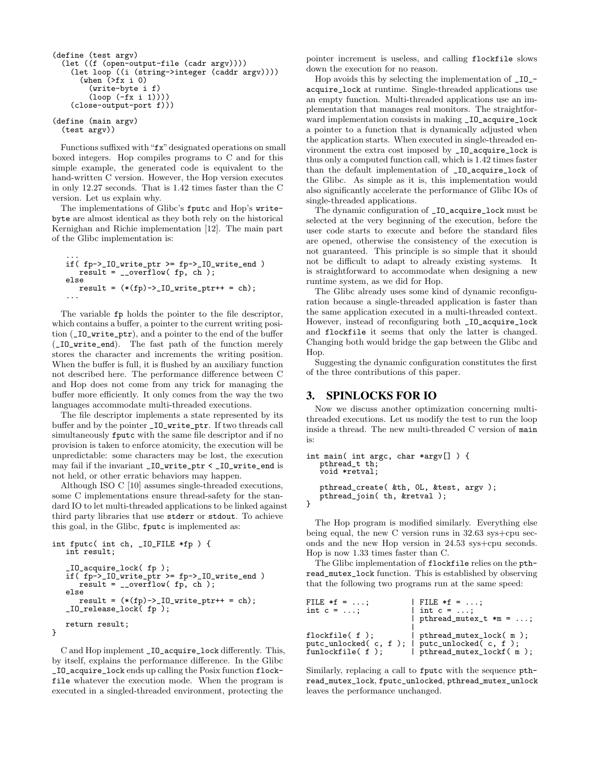```
(define (test argv)
  (let ((f (open-output-file (cadr argv))))
    (let loop ((i (string->integer (caddr argv))))
      (when (>fx i 0)
        (write-byte i f)
        (loop (-fx i 1))))
    (close-output-port f)))

(define (main argv)
  (test argv))
```

Functions suffixed with "fx" designated operations on small boxed integers. Hop compiles programs to C and for this simple example, the generated code is equivalent to the hand-written C version. However, the Hop version executes in only 12.27 seconds. That is 1.42 times faster than the C version. Let us explain why.

The implementations of Glibc's `fputc` and Hop's `write-byte` are almost identical as they both rely on the historical Kernighan and Richie implementation [12]. The main part of the Glibc implementation is:

```
...
if( fp->_IO_write_ptr >= fp->_IO_write_end )
   result = __overflow( fp, ch );
else
   result = (*(fp)->_IO_write_ptr++ = ch);
...
```

The variable `fp` holds the pointer to the file descriptor, which contains a buffer, a pointer to the current writing position (`_IO_write_ptr`), and a pointer to the end of the buffer (`_IO_write_end`). The fast path of the function merely stores the character and increments the writing position. When the buffer is full, it is flushed by an auxiliary function not described here. The performance difference between C and Hop does not come from any trick for managing the buffer more efficiently. It only comes from the way the two languages accommodate multi-threaded executions.

The file descriptor implements a state represented by its buffer and by the pointer `_IO_write_ptr`. If two threads call simultaneously `fputc` with the same file descriptor and if no provision is taken to enforce atomicity, the execution will be unpredictable: some characters may be lost, the execution may fail if the invariant `_IO_write_ptr < _IO_write_end` is not held, or other erratic behaviors may happen.

Although ISO C [10] assumes single-threaded executions, some C implementations ensure thread-safety for the standard IO to let multi-threaded applications to be linked against third party libraries that use `stderr` or `stdout`. To achieve this goal, in the Glibc, `fputc` is implemented as:

```
int fputc( int ch, _IO_FILE *fp ) {
   int result;

   _IO_acquire_lock( fp );
   if( fp->_IO_write_ptr >= fp->_IO_write_end )
      result = __overflow( fp, ch );
   else
      result = (*(fp)->_IO_write_ptr++ = ch);
   _IO_release_lock( fp );

   return result;
}
```

C and Hop implement `_IO_acquire_lock` differently. This, by itself, explains the performance difference. In the Glibc `_IO_acquire_lock` ends up calling the Posix function `flockfile` whatever the execution mode. When the program is executed in a singled-threaded environment, protecting the pointer increment is useless, and calling `flockfile` slows down the execution for no reason.

Hop avoids this by selecting the implementation of `_IO_acquire_lock` at runtime. Single-threaded applications use an empty function. Multi-threaded applications use an implementation that manages real monitors. The straightforward implementation consists in making `_IO_acquire_lock` a pointer to a function that is dynamically adjusted when the application starts. When executed in single-threaded environment the extra cost imposed by `_IO_acquire_lock` is thus only a computed function call, which is 1.42 times faster than the default implementation of `_IO_acquire_lock` of the Glibc. As simple as it is, this implementation would also significantly accelerate the performance of Glibc IOs of single-threaded applications.

The dynamic configuration of `_IO_acquire_lock` must be selected at the very beginning of the execution, before the user code starts to execute and before the standard files are opened, otherwise the consistency of the execution is not guaranteed. This principle is so simple that it should not be difficult to adapt to already existing systems. It is straightforward to accommodate when designing a new runtime system, as we did for Hop.

The Glibc already uses some kind of dynamic reconfiguration because a single-threaded application is faster than the same application executed in a multi-threaded context. However, instead of reconfiguring both `_IO_acquire_lock` and `flockfile` it seems that only the latter is changed. Changing both would bridge the gap between the Glibc and Hop.

Suggesting the dynamic configuration constitutes the first of the three contributions of this paper.

## 3. SPINLOCKS FOR IO

Now we discuss another optimization concerning multi-threaded executions. Let us modify the test to run the loop inside a thread. The new multi-threaded C version of `main` is:

```
int main( int argc, char *argv[] ) {
   pthread_t th;
   void *retval;

   pthread_create( &th, 0L, &test, argv );
   pthread_join( th, &retval );
}
```

The Hop program is modified similarly. Everything else being equal, the new C version runs in 32.63 sys+cpu seconds and the new Hop version in 24.53 sys+cpu seconds. Hop is now 1.33 times faster than C.

The Glibc implementation of `flockfile` relies on the `pthread_mutex_lock` function. This is established by observing that the following two programs run at the same speed:

```
FILE *f = ...;          | FILE *f = ...;
int c = ...;            | int c = ...;
                        | pthread_mutex_t *m = ...;
                        |
flockfile( f );         | pthread_mutex_lock( m );
putc_unlocked( c, f );  | putc_unlocked( c, f );
funlockfile( f );       | pthread_mutex_lockf( m );
```

Similarly, replacing a call to `fputc` with the sequence `pthread_mutex_lock`, `fputc_unlocked`, `pthread_mutex_unlock` leaves the performance unchanged.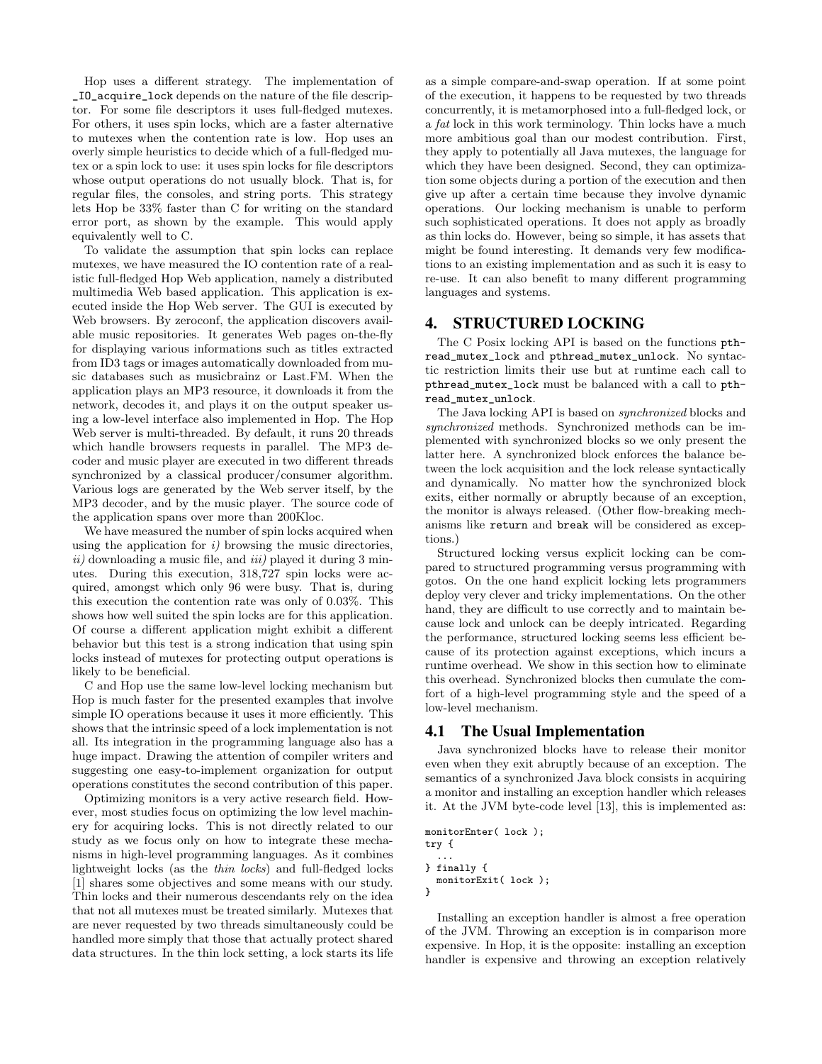Hop uses a different strategy. The implementation of `_IO_acquire_lock` depends on the nature of the file descriptor. For some file descriptors it uses full-fledged mutexes. For others, it uses spin locks, which are a faster alternative to mutexes when the contention rate is low. Hop uses an overly simple heuristics to decide which of a full-fledged mutex or a spin lock to use: it uses spin locks for file descriptors whose output operations do not usually block. That is, for regular files, the consoles, and string ports. This strategy lets Hop be 33% faster than C for writing on the standard error port, as shown by the example. This would apply equivalently well to C.

To validate the assumption that spin locks can replace mutexes, we have measured the IO contention rate of a realistic full-fledged Hop Web application, namely a distributed multimedia Web based application. This application is executed inside the Hop Web server. The GUI is executed by Web browsers. By zeroconf, the application discovers available music repositories. It generates Web pages on-the-fly for displaying various informations such as titles extracted from ID3 tags or images automatically downloaded from music databases such as musicbrainz or Last.FM. When the application plays an MP3 resource, it downloads it from the network, decodes it, and plays it on the output speaker using a low-level interface also implemented in Hop. The Hop Web server is multi-threaded. By default, it runs 20 threads which handle browsers requests in parallel. The MP3 decoder and music player are executed in two different threads synchronized by a classical producer/consumer algorithm. Various logs are generated by the Web server itself, by the MP3 decoder, and by the music player. The source code of the application spans over more than 200Kloc.

We have measured the number of spin locks acquired when using the application for *i)* browsing the music directories, *ii)* downloading a music file, and *iii)* played it during 3 minutes. During this execution, 318,727 spin locks were acquired, amongst which only 96 were busy. That is, during this execution the contention rate was only of 0.03%. This shows how well suited the spin locks are for this application. Of course a different application might exhibit a different behavior but this test is a strong indication that using spin locks instead of mutexes for protecting output operations is likely to be beneficial.

C and Hop use the same low-level locking mechanism but Hop is much faster for the presented examples that involve simple IO operations because it uses it more efficiently. This shows that the intrinsic speed of a lock implementation is not all. Its integration in the programming language also has a huge impact. Drawing the attention of compiler writers and suggesting one easy-to-implement organization for output operations constitutes the second contribution of this paper.

Optimizing monitors is a very active research field. However, most studies focus on optimizing the low level machinery for acquiring locks. This is not directly related to our study as we focus only on how to integrate these mechanisms in high-level programming languages. As it combines lightweight locks (as the *thin locks*) and full-fledged locks [1] shares some objectives and some means with our study. Thin locks and their numerous descendants rely on the idea that not all mutexes must be treated similarly. Mutexes that are never requested by two threads simultaneously could be handled more simply that those that actually protect shared data structures. In the thin lock setting, a lock starts its life as a simple compare-and-swap operation. If at some point of the execution, it happens to be requested by two threads concurrently, it is metamorphosed into a full-fledged lock, or a *fat* lock in this work terminology. Thin locks have a much more ambitious goal than our modest contribution. First, they apply to potentially all Java mutexes, the language for which they have been designed. Second, they can optimization some objects during a portion of the execution and then give up after a certain time because they involve dynamic operations. Our locking mechanism is unable to perform such sophisticated operations. It does not apply as broadly as thin locks do. However, being so simple, it has assets that might be found interesting. It demands very few modifications to an existing implementation and as such it is easy to re-use. It can also benefit to many different programming languages and systems.

## 4. STRUCTURED LOCKING

The C Posix locking API is based on the functions `pthread_mutex_lock` and `pthread_mutex_unlock`. No syntactic restriction limits their use but at runtime each call to `pthread_mutex_lock` must be balanced with a call to `pthread_mutex_unlock`.

The Java locking API is based on *synchronized* blocks and *synchronized* methods. Synchronized methods can be implemented with synchronized blocks so we only present the latter here. A synchronized block enforces the balance between the lock acquisition and the lock release syntactically and dynamically. No matter how the synchronized block exits, either normally or abruptly because of an exception, the monitor is always released. (Other flow-breaking mechanisms like `return` and `break` will be considered as exceptions.)

Structured locking versus explicit locking can be compared to structured programming versus programming with gotos. On the one hand explicit locking lets programmers deploy very clever and tricky implementations. On the other hand, they are difficult to use correctly and to maintain because lock and unlock can be deeply intricated. Regarding the performance, structured locking seems less efficient because of its protection against exceptions, which incurs a runtime overhead. We show in this section how to eliminate this overhead. Synchronized blocks then cumulate the comfort of a high-level programming style and the speed of a low-level mechanism.

### 4.1 The Usual Implementation

Java synchronized blocks have to release their monitor even when they exit abruptly because of an exception. The semantics of a synchronized Java block consists in acquiring a monitor and installing an exception handler which releases it. At the JVM byte-code level [13], this is implemented as:

```
monitorEnter( lock );
try {
  ...
} finally {
  monitorExit( lock );
}
```

Installing an exception handler is almost a free operation of the JVM. Throwing an exception is in comparison more expensive. In Hop, it is the opposite: installing an exception handler is expensive and throwing an exception relatively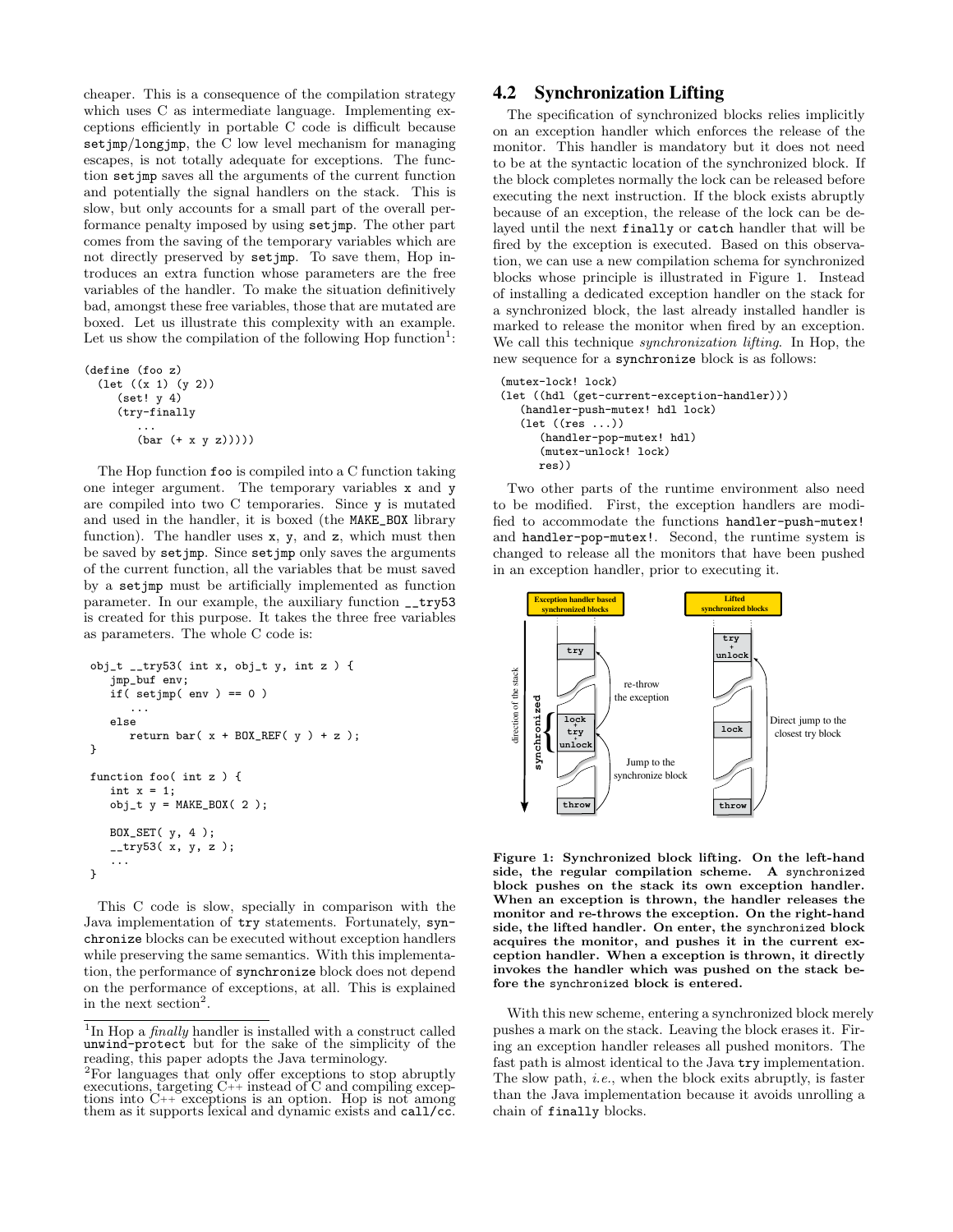cheaper. This is a consequence of the compilation strategy which uses C as intermediate language. Implementing exceptions efficiently in portable C code is difficult because setjmp/longjmp, the C low level mechanism for managing escapes, is not totally adequate for exceptions. The function setjmp saves all the arguments of the current function and potentially the signal handlers on the stack. This is slow, but only accounts for a small part of the overall performance penalty imposed by using setjmp. The other part comes from the saving of the temporary variables which are not directly preserved by setjmp. To save them, Hop introduces an extra function whose parameters are the free variables of the handler. To make the situation definitively bad, amongst these free variables, those that are mutated are boxed. Let us illustrate this complexity with an example. Let us show the compilation of the following Hop function[1]:

```
(define (foo z)
  (let ((x 1) (y 2))
     (set! y 4)
     (try-finally
        ...
        (bar (+ x y z)))))
```

The Hop function foo is compiled into a C function taking one integer argument. The temporary variables x and y are compiled into two C temporaries. Since y is mutated and used in the handler, it is boxed (the MAKE_BOX library function). The handler uses x, y, and z, which must then be saved by setjmp. Since setjmp only saves the arguments of the current function, all the variables that be must saved by a setjmp must be artificially implemented as function parameter. In our example, the auxiliary function __try53 is created for this purpose. It takes the three free variables as parameters. The whole C code is:

```
obj_t __try53( int x, obj_t y, int z ) {
   jmp_buf env;
   if( setjmp( env ) == 0 )
      ...
   else
      return bar( x + BOX_REF( y ) + z );
}

function foo( int z ) {
   int x = 1;
   obj_t y = MAKE_BOX( 2 );

   BOX_SET( y, 4 );
   __try53( x, y, z );
   ...
}
```

This C code is slow, specially in comparison with the Java implementation of try statements. Fortunately, synchronize blocks can be executed without exception handlers while preserving the same semantics. With this implementation, the performance of synchronize block does not depend on the performance of exceptions, at all. This is explained in the next section[2].

[1] In Hop a *finally* handler is installed with a construct called unwind-protect but for the sake of the simplicity of the reading, this paper adopts the Java terminology.

[2] For languages that only offer exceptions to stop abruptly executions, targeting C++ instead of C and compiling exceptions into C++ exceptions is an option. Hop is not among them as it supports lexical and dynamic exists and call/cc.

## 4.2 Synchronization Lifting

The specification of synchronized blocks relies implicitly on an exception handler which enforces the release of the monitor. This handler is mandatory but it does not need to be at the syntactic location of the synchronized block. If the block completes normally the lock can be released before executing the next instruction. If the block exists abruptly because of an exception, the release of the lock can be delayed until the next finally or catch handler that will be fired by the exception is executed. Based on this observation, we can use a new compilation schema for synchronized blocks whose principle is illustrated in Figure 1. Instead of installing a dedicated exception handler on the stack for a synchronized block, the last already installed handler is marked to release the monitor when fired by an exception. We call this technique *synchronization lifting*. In Hop, the new sequence for a synchronize block is as follows:

```
(mutex-lock! lock)
(let ((hdl (get-current-exception-handler)))
   (handler-push-mutex! hdl lock)
   (let ((res ...))
      (handler-pop-mutex! hdl)
      (mutex-unlock! lock)
      res))
```

Two other parts of the runtime environment also need to be modified. First, the exception handlers are modified to accommodate the functions handler-push-mutex! and handler-pop-mutex!. Second, the runtime system is changed to release all the monitors that have been pushed in an exception handler, prior to executing it.

**Figure 1: Synchronized block lifting. On the left-hand side, the regular compilation scheme. A synchronized block pushes on the stack its own exception handler. When an exception is thrown, the handler releases the monitor and re-throws the exception. On the right-hand side, the lifted handler. On enter, the synchronized block acquires the monitor, and pushes it in the current exception handler. When a exception is thrown, it directly invokes the handler which was pushed on the stack before the synchronized block is entered.**

With this new scheme, entering a synchronized block merely pushes a mark on the stack. Leaving the block erases it. Firing an exception handler releases all pushed monitors. The fast path is almost identical to the Java try implementation. The slow path, *i.e.*, when the block exits abruptly, is faster than the Java implementation because it avoids unrolling a chain of finally blocks.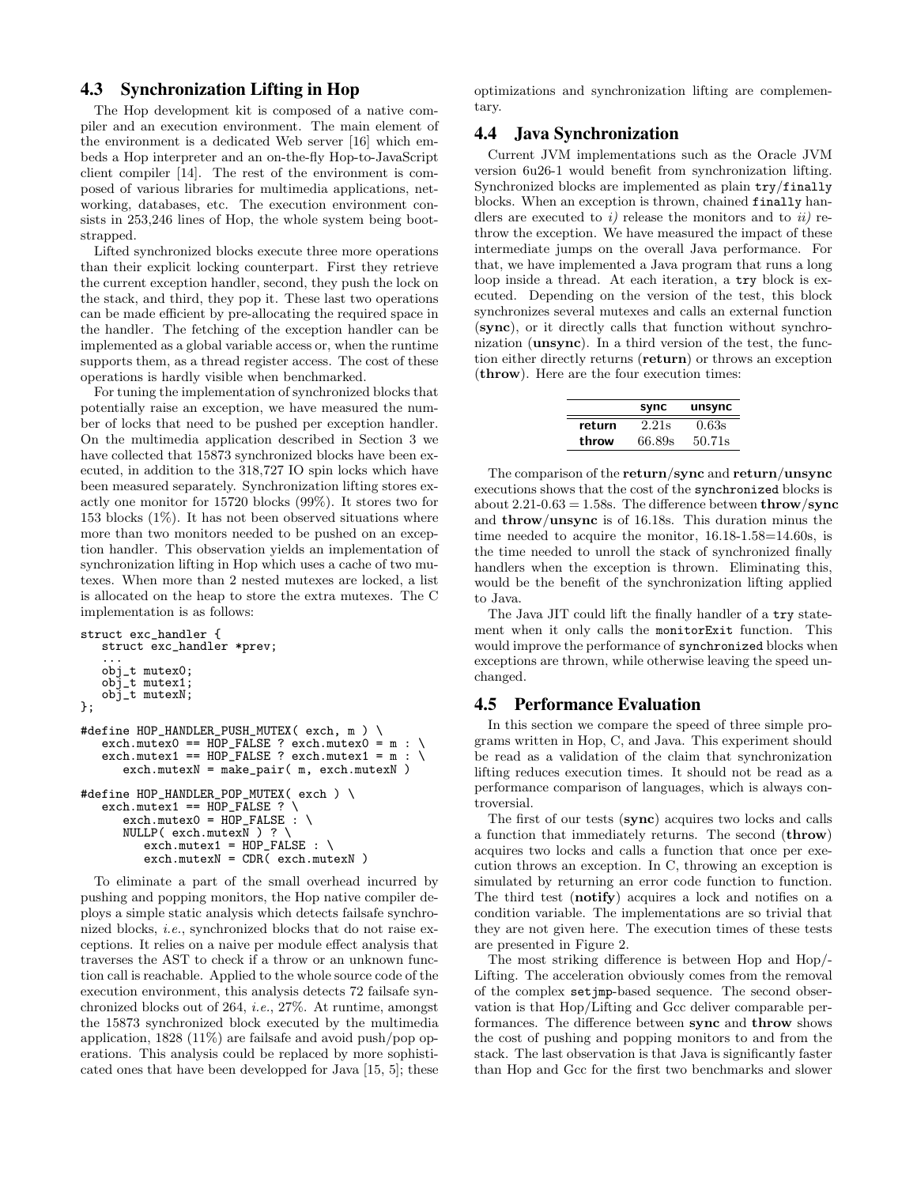### 4.3 Synchronization Lifting in Hop

The Hop development kit is composed of a native compiler and an execution environment. The main element of the environment is a dedicated Web server [16] which embeds a Hop interpreter and an on-the-fly Hop-to-JavaScript client compiler [14]. The rest of the environment is composed of various libraries for multimedia applications, networking, databases, etc. The execution environment consists in 253,246 lines of Hop, the whole system being bootstrapped.

Lifted synchronized blocks execute three more operations than their explicit locking counterpart. First they retrieve the current exception handler, second, they push the lock on the stack, and third, they pop it. These last two operations can be made efficient by pre-allocating the required space in the handler. The fetching of the exception handler can be implemented as a global variable access or, when the runtime supports them, as a thread register access. The cost of these operations is hardly visible when benchmarked.

For tuning the implementation of synchronized blocks that potentially raise an exception, we have measured the number of locks that need to be pushed per exception handler. On the multimedia application described in Section 3 we have collected that 15873 synchronized blocks have been executed, in addition to the 318,727 IO spin locks which have been measured separately. Synchronization lifting stores exactly one monitor for 15720 blocks (99%). It stores two for 153 blocks (1%). It has not been observed situations where more than two monitors needed to be pushed on an exception handler. This observation yields an implementation of synchronization lifting in Hop which uses a cache of two mutexes. When more than 2 nested mutexes are locked, a list is allocated on the heap to store the extra mutexes. The C implementation is as follows:

```
struct exc_handler {
   struct exc_handler *prev;
   ...
   obj_t mutex0;
   obj_t mutex1;
   obj_t mutexN;
};

#define HOP_HANDLER_PUSH_MUTEX( exch, m ) \
   exch.mutex0 == HOP_FALSE ? exch.mutex0 = m : \
   exch.mutex1 == HOP_FALSE ? exch.mutex1 = m : \
      exch.mutexN = make_pair( m, exch.mutexN )

#define HOP_HANDLER_POP_MUTEX( exch ) \
   exch.mutex1 == HOP_FALSE ? \
      exch.mutex0 = HOP_FALSE : \
      NULLP( exch.mutexN ) ? \
         exch.mutex1 = HOP_FALSE : \
         exch.mutexN = CDR( exch.mutexN )
```

To eliminate a part of the small overhead incurred by pushing and popping monitors, the Hop native compiler deploys a simple static analysis which detects failsafe synchronized blocks, *i.e.*, synchronized blocks that do not raise exceptions. It relies on a naive per module effect analysis that traverses the AST to check if a throw or an unknown function call is reachable. Applied to the whole source code of the execution environment, this analysis detects 72 failsafe synchronized blocks out of 264, *i.e.*, 27%. At runtime, amongst the 15873 synchronized block executed by the multimedia application, 1828 (11%) are failsafe and avoid push/pop operations. This analysis could be replaced by more sophisticated ones that have been developped for Java [15, 5]; these optimizations and synchronization lifting are complementary.

### 4.4 Java Synchronization

Current JVM implementations such as the Oracle JVM version 6u26-1 would benefit from synchronization lifting. Synchronized blocks are implemented as plain `try`/`finally` blocks. When an exception is thrown, chained `finally` handlers are executed to *i)* release the monitors and to *ii)* rethrow the exception. We have measured the impact of these intermediate jumps on the overall Java performance. For that, we have implemented a Java program that runs a long loop inside a thread. At each iteration, a `try` block is executed. Depending on the version of the test, this block synchronizes several mutexes and calls an external function (**sync**), or it directly calls that function without synchronization (**unsync**). In a third version of the test, the function either directly returns (**return**) or throws an exception (**throw**). Here are the four execution times:

| | sync | unsync |
|---|---|---|
| **return** | 2.21s | 0.63s |
| **throw** | 66.89s | 50.71s |

The comparison of the **return**/**sync** and **return**/**unsync** executions shows that the cost of the `synchronized` blocks is about $2.21\text{-}0.63 = 1.58$s. The difference between **throw**/**sync** and **throw**/**unsync** is of 16.18s. This duration minus the time needed to acquire the monitor, 16.18-1.58=14.60s, is the time needed to unroll the stack of synchronized finally handlers when the exception is thrown. Eliminating this, would be the benefit of the synchronization lifting applied to Java.

The Java JIT could lift the finally handler of a `try` statement when it only calls the `monitorExit` function. This would improve the performance of `synchronized` blocks when exceptions are thrown, while otherwise leaving the speed unchanged.

### 4.5 Performance Evaluation

In this section we compare the speed of three simple programs written in Hop, C, and Java. This experiment should be read as a validation of the claim that synchronization lifting reduces execution times. It should not be read as a performance comparison of languages, which is always controversial.

The first of our tests (**sync**) acquires two locks and calls a function that immediately returns. The second (**throw**) acquires two locks and calls a function that once per execution throws an exception. In C, throwing an exception is simulated by returning an error code function to function. The third test (**notify**) acquires a lock and notifies on a condition variable. The implementations are so trivial that they are not given here. The execution times of these tests are presented in Figure 2.

The most striking difference is between Hop and Hop/-Lifting. The acceleration obviously comes from the removal of the complex `setjmp`-based sequence. The second observation is that Hop/Lifting and Gcc deliver comparable performances. The difference between **sync** and **throw** shows the cost of pushing and popping monitors to and from the stack. The last observation is that Java is significantly faster than Hop and Gcc for the first two benchmarks and slower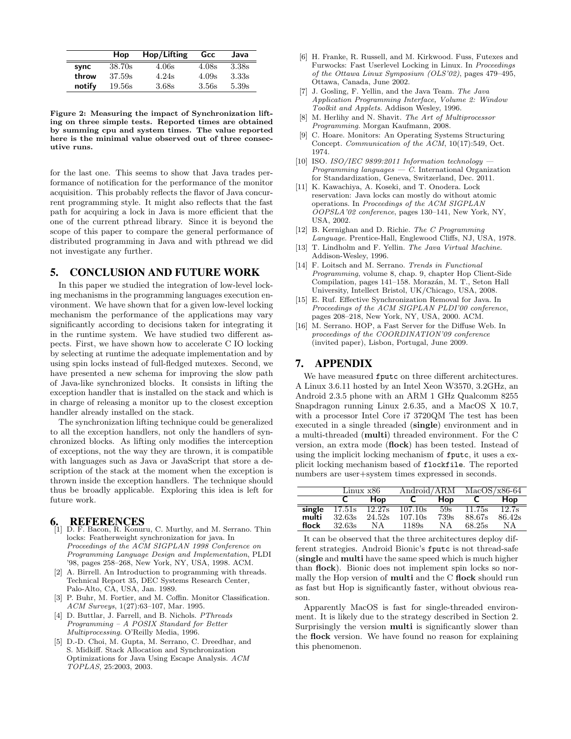| | Hop | Hop/Lifting | Gcc | Java |
|---|---|---|---|---|
| sync | 38.70s | 4.06s | 4.08s | 3.38s |
| throw | 37.59s | 4.24s | 4.09s | 3.33s |
| notify | 19.56s | 3.68s | 3.56s | 5.39s |

**Figure 2: Measuring the impact of Synchronization lifting on three simple tests. Reported times are obtained by summing cpu and system times. The value reported here is the minimal value observed out of three consecutive runs.**

for the last one. This seems to show that Java trades performance of notification for the performance of the monitor acquisition. This probably reflects the flavor of Java concurrent programming style. It might also reflects that the fast path for acquiring a lock in Java is more efficient that the one of the current pthread library. Since it is beyond the scope of this paper to compare the general performance of distributed programming in Java and with pthread we did not investigate any further.

## 5. CONCLUSION AND FUTURE WORK

In this paper we studied the integration of low-level locking mechanisms in the programming languages execution environment. We have shown that for a given low-level locking mechanism the performance of the applications may vary significantly according to decisions taken for integrating it in the runtime system. We have studied two different aspects. First, we have shown how to accelerate C IO locking by selecting at runtime the adequate implementation and by using spin locks instead of full-fledged mutexes. Second, we have presented a new schema for improving the slow path of Java-like synchronized blocks. It consists in lifting the exception handler that is installed on the stack and which is in charge of releasing a monitor up to the closest exception handler already installed on the stack.

The synchronization lifting technique could be generalized to all the exception handlers, not only the handlers of synchronized blocks. As lifting only modifies the interception of exceptions, not the way they are thrown, it is compatible with languages such as Java or JavaScript that store a description of the stack at the moment when the exception is thrown inside the exception handlers. The technique should thus be broadly applicable. Exploring this idea is left for future work.

## 6. REFERENCES

[1] D. F. Bacon, R. Konuru, C. Murthy, and M. Serrano. Thin locks: Featherweight synchronization for java. In *Proceedings of the ACM SIGPLAN 1998 Conference on Programming Language Design and Implementation*, PLDI '98, pages 258–268, New York, NY, USA, 1998. ACM.

[2] A. Birrell. An Introduction to programming with threads. Technical Report 35, DEC Systems Research Center, Palo-Alto, CA, USA, Jan. 1989.

[3] P. Buhr, M. Fortier, and M. Coffin. Monitor Classification. *ACM Surveys*, 1(27):63–107, Mar. 1995.

[4] D. Buttlar, J. Farrell, and B. Nichols. *PThreads Programming – A POSIX Standard for Better Multiprocessing*. O'Reilly Media, 1996.

[5] D.-D. Choi, M. Gupta, M. Serrano, C. Dreedhar, and S. Midkiff. Stack Allocation and Synchronization Optimizations for Java Using Escape Analysis. *ACM TOPLAS*, 25:2003, 2003.

[6] H. Franke, R. Russell, and M. Kirkwood. Fuss, Futexes and Furwocks: Fast Userlevel Locking in Linux. In *Proceedings of the Ottawa Linux Symposium (OLS'02)*, pages 479–495, Ottawa, Canada, June 2002.

[7] J. Gosling, F. Yellin, and the Java Team. *The Java Application Programming Interface, Volume 2: Window Toolkit and Applets*. Addison Wesley, 1996.

[8] M. Herlihy and N. Shavit. *The Art of Multiprocessor Programming*. Morgan Kaufmann, 2008.

[9] C. Hoare. Monitors: An Operating Systems Structuring Concept. *Communication of the ACM*, 10(17):549, Oct. 1974.

[10] ISO. *ISO/IEC 9899:2011 Information technology — Programming languages — C*. International Organization for Standardization, Geneva, Switzerland, Dec. 2011.

[11] K. Kawachiya, A. Koseki, and T. Onodera. Lock reservation: Java locks can mostly do without atomic operations. In *Proceedings of the ACM SIGPLAN OOPSLA'02 conference*, pages 130–141, New York, NY, USA, 2002.

[12] B. Kernighan and D. Richie. *The C Programming Language*. Prentice-Hall, Englewood Cliffs, NJ, USA, 1978.

[13] T. Lindholm and F. Yellin. *The Java Virtual Machine*. Addison-Wesley, 1996.

[14] F. Loitsch and M. Serrano. *Trends in Functional Programming*, volume 8, chap. 9, chapter Hop Client-Side Compilation, pages 141–158. Morazán, M. T., Seton Hall University, Intellect Bristol, UK/Chicago, USA, 2008.

[15] E. Ruf. Effective Synchronization Removal for Java. In *Proceedings of the ACM SIGPLAN PLDI'00 conference*, pages 208–218, New York, NY, USA, 2000. ACM.

[16] M. Serrano. HOP, a Fast Server for the Diffuse Web. In *proceedings of the COORDINATION'09 conference* (invited paper), Lisbon, Portugal, June 2009.

## 7. APPENDIX

We have measured `fputc` on three different architectures. A Linux 3.6.11 hosted by an Intel Xeon W3570, 3.2GHz, an Android 2.3.5 phone with an ARM 1 GHz Qualcomm 8255 Snapdragon running Linux 2.6.35, and a MacOS X 10.7, with a processor Intel Core i7 3720QM The test has been executed in a single threaded (**single**) environment and in a multi-threaded (**multi**) threaded environment. For the C version, an extra mode (**flock**) has been tested. Instead of using the implicit locking mechanism of `fputc`, it uses a explicit locking mechanism based of `flockfile`. The reported numbers are user+system times expressed in seconds.

| | Linux x86 | | Android/ARM | | MacOS/x86-64 | |
|---|---|---|---|---|---|---|
| | C | Hop | C | Hop | C | Hop |
| single | 17.51s | 12.27s | 107.10s | 59s | 11.75s | 12.7s |
| multi | 32.63s | 24.52s | 107.10s | 739s | 88.67s | 86.42s |
| flock | 32.63s | NA | 1189s | NA | 68.25s | NA |

It can be observed that the three architectures deploy different strategies. Android Bionic's `fputc` is not thread-safe (**single** and **multi** have the same speed which is much higher than **flock**). Bionic does not implement spin locks so normally the Hop version of **multi** and the C **flock** should run as fast but Hop is significantly faster, without obvious reason.

Apparently MacOS is fast for single-threaded environment. It is likely due to the strategy described in Section 2. Surprisingly the version **multi** is significantly slower than the **flock** version. We have found no reason for explaining this phenomenon.